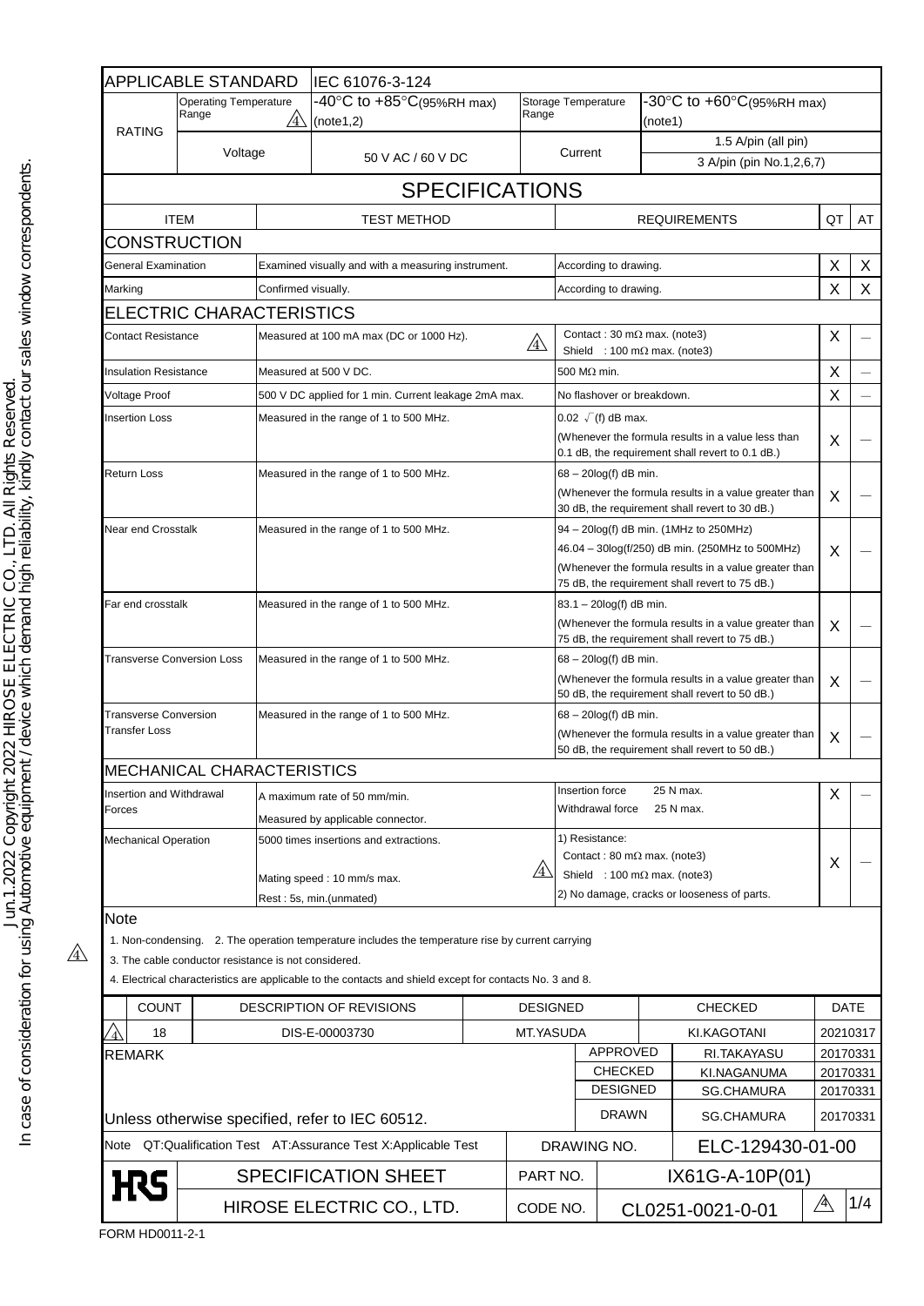Jun.1.2022 Copyright 2022 HIROSE ELECTRIC CO., LTD. All Rights Reserved.
In case of consideration for using Automotive equipment / device which demand high reliability, kindly contact our sales window correspondents.

| APPLICABLE STANDARD | | IEC 61076-3-124 | | |
|---|---|---|---|---|
| RATING | Operating Temperature Range ⚠4 | -40°C to +85°C(95%RH max) (note1,2) | Storage Temperature Range | -30°C to +60°C(95%RH max) (note1) |
| | Voltage | 50 V AC / 60 V DC | Current | 1.5 A/pin (all pin)<br>3 A/pin (pin No.1,2,6,7) |

# SPECIFICATIONS

| ITEM | TEST METHOD | REQUIREMENTS | QT | AT |
|---|---|---|---|---|
| **CONSTRUCTION** | | | | |
| General Examination | Examined visually and with a measuring instrument. | According to drawing. | X | X |
| Marking | Confirmed visually. | According to drawing. | X | X |
| **ELECTRIC CHARACTERISTICS** | | | | |
| Contact Resistance | Measured at 100 mA max (DC or 1000 Hz). ⚠4 | Contact : 30 mΩ max. (note3)<br>Shield : 100 mΩ max. (note3) | X | — |
| Insulation Resistance | Measured at 500 V DC. | 500 MΩ min. | X | — |
| Voltage Proof | 500 V DC applied for 1 min. Current leakage 2mA max. | No flashover or breakdown. | X | — |
| Insertion Loss | Measured in the range of 1 to 500 MHz. | $0.02\sqrt{(f)}$ dB max.<br>(Whenever the formula results in a value less than 0.1 dB, the requirement shall revert to 0.1 dB.) | X | — |
| Return Loss | Measured in the range of 1 to 500 MHz. | 68 – 20log(f) dB min.<br>(Whenever the formula results in a value greater than 30 dB, the requirement shall revert to 30 dB.) | X | — |
| Near end Crosstalk | Measured in the range of 1 to 500 MHz. | 94 – 20log(f) dB min. (1MHz to 250MHz)<br>46.04 – 30log(f/250) dB min. (250MHz to 500MHz)<br>(Whenever the formula results in a value greater than 75 dB, the requirement shall revert to 75 dB.) | X | — |
| Far end crosstalk | Measured in the range of 1 to 500 MHz. | 83.1 – 20log(f) dB min.<br>(Whenever the formula results in a value greater than 75 dB, the requirement shall revert to 75 dB.) | X | — |
| Transverse Conversion Loss | Measured in the range of 1 to 500 MHz. | 68 – 20log(f) dB min.<br>(Whenever the formula results in a value greater than 50 dB, the requirement shall revert to 50 dB.) | X | — |
| Transverse Conversion Transfer Loss | Measured in the range of 1 to 500 MHz. | 68 – 20log(f) dB min.<br>(Whenever the formula results in a value greater than 50 dB, the requirement shall revert to 50 dB.) | X | — |
| **MECHANICAL CHARACTERISTICS** | | | | |
| Insertion and Withdrawal Forces | A maximum rate of 50 mm/min.<br>Measured by applicable connector. | Insertion force 25 N max.<br>Withdrawal force 25 N max. | X | — |
| Mechanical Operation | 5000 times insertions and extractions.<br>Mating speed : 10 mm/s max.<br>Rest : 5s, min.(unmated) ⚠4 | 1) Resistance:<br>Contact : 80 mΩ max. (note3)<br>Shield : 100 mΩ max. (note3)<br>2) No damage, cracks or looseness of parts. | X | — |

**Note**

1. Non-condensing. 2. The operation temperature includes the temperature rise by current carrying
3. The cable conductor resistance is not considered.
4. Electrical characteristics are applicable to the contacts and shield except for contacts No. 3 and 8.

| | COUNT | DESCRIPTION OF REVISIONS | DESIGNED | CHECKED | DATE |
|---|---|---|---|---|---|
| ⚠4 | 18 | DIS-E-00003730 | MT.YASUDA | KI.KAGOTANI | 20210317 |

REMARK

| | | |
|---|---|---|
| APPROVED | RI.TAKAYASU | 20170331 |
| CHECKED | KI.NAGANUMA | 20170331 |
| DESIGNED | SG.CHAMURA | 20170331 |
| DRAWN | SG.CHAMURA | 20170331 |

Unless otherwise specified, refer to IEC 60512.

Note QT:Qualification Test AT:Assurance Test X:Applicable Test

| | | | |
|---|---|---|---|
| | | DRAWING NO. | ELC-129430-01-00 |
| HRS | SPECIFICATION SHEET | PART NO. | IX61G-A-10P(01) |
| | HIROSE ELECTRIC CO., LTD. | CODE NO. | CL0251-0021-0-01 ⚠4 |

FORM HD0011-2-1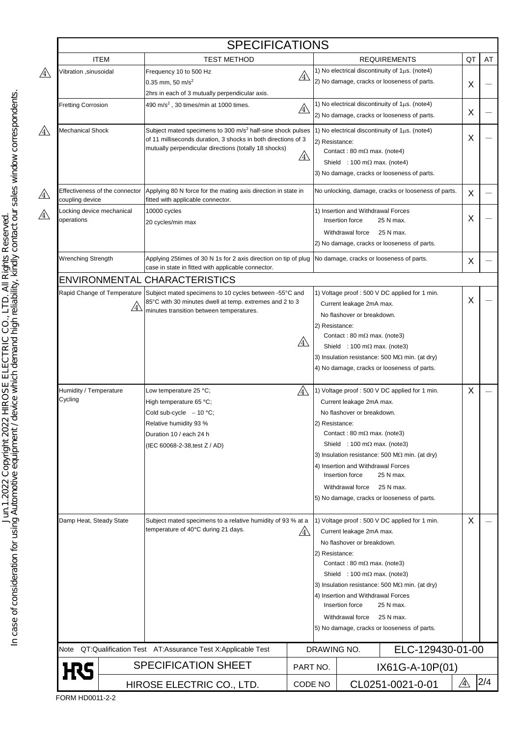# SPECIFICATIONS

| ITEM | TEST METHOD | REQUIREMENTS | QT | AT |
|---|---|---|---|---|
| Vibration ,sinusoidal | Frequency 10 to 500 Hz<br>0.35 mm, 50 m/s$^2$<br>2hrs in each of 3 mutually perpendicular axis. | 1) No electrical discontinuity of 1μs. (note4)<br>2) No damage, cracks or looseness of parts. | X | — |
| Fretting Corrosion | 490 m/s$^2$ , 30 times/min at 1000 times. | 1) No electrical discontinuity of 1μs. (note4)<br>2) No damage, cracks or looseness of parts. | X | — |
| Mechanical Shock | Subject mated specimens to 300 m/s$^2$ half-sine shock pulses of 11 milliseconds duration, 3 shocks in both directions of 3 mutually perpendicular directions (totally 18 shocks) | 1) No electrical discontinuity of 1μs. (note4)<br>2) Resistance:<br>Contact : 80 mΩ max. (note4)<br>Shield : 100 mΩ max. (note4)<br>3) No damage, cracks or looseness of parts. | X | — |
| Effectiveness of the connector coupling device | Applying 80 N force for the mating axis direction in state in fitted with applicable connector. | No unlocking, damage, cracks or looseness of parts. | X | — |
| Locking device mechanical operations | 10000 cycles<br>20 cycles/min max | 1) Insertion and Withdrawal Forces<br>Insertion force 25 N max.<br>Withdrawal force 25 N max.<br>2) No damage, cracks or looseness of parts. | X | — |
| Wrenching Strength | Applying 25times of 30 N 1s for 2 axis direction on tip of plug case in state in fitted with applicable connector. | No damage, cracks or looseness of parts. | X | — |
| **ENVIRONMENTAL CHARACTERISTICS** | | | | |
| Rapid Change of Temperature | Subject mated specimens to 10 cycles between -55°C and 85°C with 30 minutes dwell at temp. extremes and 2 to 3 minutes transition between temperatures. | 1) Voltage proof : 500 V DC applied for 1 min.<br>Current leakage 2mA max.<br>No flashover or breakdown.<br>2) Resistance:<br>Contact : 80 mΩ max. (note3)<br>Shield : 100 mΩ max. (note3)<br>3) Insulation resistance: 500 MΩ min. (at dry)<br>4) No damage, cracks or looseness of parts. | X | — |
| Humidity / Temperature Cycling | Low temperature 25 °C;<br>High temperature 65 °C;<br>Cold sub-cycle − 10 °C;<br>Relative humidity 93 %<br>Duration 10 / each 24 h<br>(IEC 60068-2-38,test Z / AD) | 1) Voltage proof : 500 V DC applied for 1 min.<br>Current leakage 2mA max.<br>No flashover or breakdown.<br>2) Resistance:<br>Contact : 80 mΩ max. (note3)<br>Shield : 100 mΩ max. (note3)<br>3) Insulation resistance: 500 MΩ min. (at dry)<br>4) Insertion and Withdrawal Forces<br>Insertion force 25 N max.<br>Withdrawal force 25 N max.<br>5) No damage, cracks or looseness of parts. | X | — |
| Damp Heat, Steady State | Subject mated specimens to a relative humidity of 93 % at a temperature of 40°C during 21 days. | 1) Voltage proof : 500 V DC applied for 1 min.<br>Current leakage 2mA max.<br>No flashover or breakdown.<br>2) Resistance:<br>Contact : 80 mΩ max. (note3)<br>Shield : 100 mΩ max. (note3)<br>3) Insulation resistance: 500 MΩ min. (at dry)<br>4) Insertion and Withdrawal Forces<br>Insertion force 25 N max.<br>Withdrawal force 25 N max.<br>5) No damage, cracks or looseness of parts. | X | — |

Note QT:Qualification Test AT:Assurance Test X:Applicable Test

| | | | |
|---|---|---|---|
| HRS | SPECIFICATION SHEET | DRAWING NO. | ELC-129430-01-00 |
| | | PART NO. | IX61G-A-10P(01) |
| | HIROSE ELECTRIC CO., LTD. | CODE NO | CL0251-0021-0-01 |

FORM HD0011-2-2

Jun.1.2022 Copyright 2022 HIROSE ELECTRIC CO., LTD. All Rights Reserved.
In case of consideration for using Automotive equipment / device which demand high reliability, kindly contact our sales window correspondents.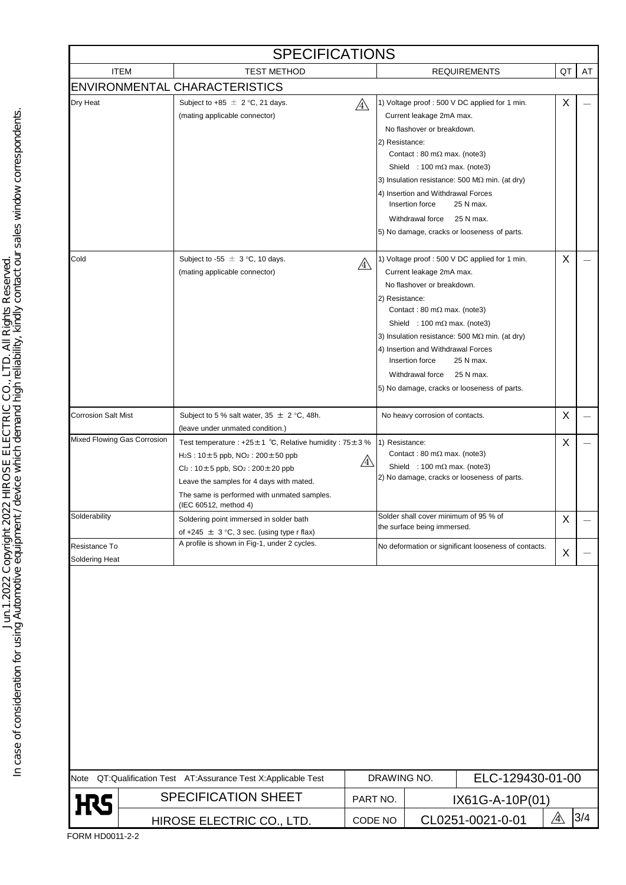# SPECIFICATIONS

| ITEM | TEST METHOD | REQUIREMENTS | QT | AT |
|---|---|---|---|---|
| **ENVIRONMENTAL CHARACTERISTICS** | | | | |
| Dry Heat | Subject to +85 ± 2 °C, 21 days. (mating applicable connector) △4 | 1) Voltage proof : 500 V DC applied for 1 min. Current leakage 2mA max. No flashover or breakdown. 2) Resistance: Contact : 80 mΩ max. (note3) Shield : 100 mΩ max. (note3) 3) Insulation resistance: 500 MΩ min. (at dry) 4) Insertion and Withdrawal Forces Insertion force 25 N max. Withdrawal force 25 N max. 5) No damage, cracks or looseness of parts. | X | — |
| Cold | Subject to -55 ± 3 °C, 10 days. (mating applicable connector) △4 | 1) Voltage proof : 500 V DC applied for 1 min. Current leakage 2mA max. No flashover or breakdown. 2) Resistance: Contact : 80 mΩ max. (note3) Shield : 100 mΩ max. (note3) 3) Insulation resistance: 500 MΩ min. (at dry) 4) Insertion and Withdrawal Forces Insertion force 25 N max. Withdrawal force 25 N max. 5) No damage, cracks or looseness of parts. | X | — |
| Corrosion Salt Mist | Subject to 5 % salt water, 35 ± 2 °C, 48h. (leave under unmated condition.) | No heavy corrosion of contacts. | X | — |
| Mixed Flowing Gas Corrosion | Test temperature : +25±1 ℃, Relative humidity : 75±3 % $H_2S$ : 10±5 ppb, $NO_2$ : 200±50 ppb $Cl_2$ : 10±5 ppb, $SO_2$ : 200±20 ppb △4 Leave the samples for 4 days with mated. The same is performed with unmated samples. (IEC 60512, method 4) | 1) Resistance: Contact : 80 mΩ max. (note3) Shield : 100 mΩ max. (note3) 2) No damage, cracks or looseness of parts. | X | — |
| Solderability | Soldering point immersed in solder bath of +245 ± 3 °C, 3 sec. (using type r flax) | Solder shall cover minimum of 95 % of the surface being immersed. | X | — |
| Resistance To Soldering Heat | A profile is shown in Fig-1, under 2 cycles. | No deformation or significant looseness of contacts. | X | — |

Note QT:Qualification Test AT:Assurance Test X:Applicable Test

| | | | |
|---|---|---|---|
| | | DRAWING NO. | ELC-129430-01-00 |
| HRS | SPECIFICATION SHEET | PART NO. | IX61G-A-10P(01) |
| | HIROSE ELECTRIC CO., LTD. | CODE NO | CL0251-0021-0-01 △4 |

FORM HD0011-2-2

Jun.1.2022 Copyright 2022 HIROSE ELECTRIC CO., LTD. All Rights Reserved.
In case of consideration for using Automotive equipment / device which demand high reliability, kindly contact our sales window correspondents.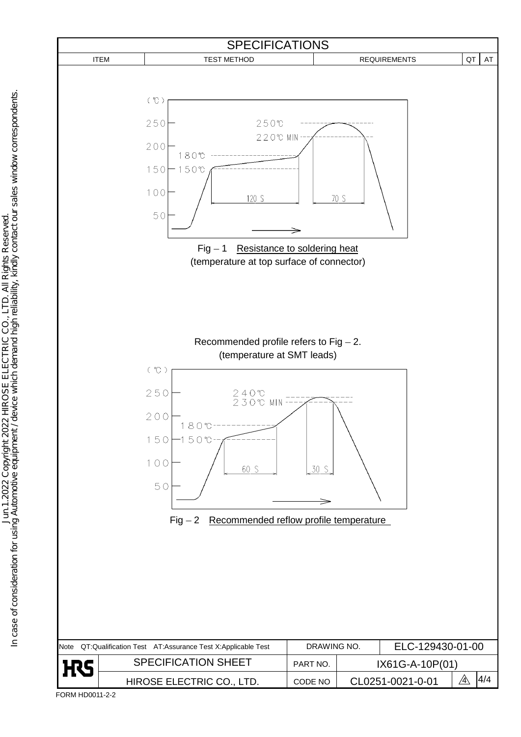# SPECIFICATIONS

| ITEM | TEST METHOD | REQUIREMENTS | QT | AT |
|---|---|---|---|---|

(℃)
250
200
150
100
50
250℃
220℃ MIN
180℃
150℃
120 S
70 S

Fig – 1 Resistance to soldering heat
(temperature at top surface of connector)

Recommended profile refers to Fig – 2.
(temperature at SMT leads)

(℃)
250
200
150
100
50
240℃
230℃ MIN
180℃
150℃
60 S
30 S

Fig – 2 Recommended reflow profile temperature

| Note QT:Qualification Test AT:Assurance Test X:Applicable Test | DRAWING NO. | ELC-129430-01-00 | |
|---|---|---|---|
| SPECIFICATION SHEET | PART NO. | IX61G-A-10P(01) | |
| HIROSE ELECTRIC CO., LTD. | CODE NO | CL0251-0021-0-01 | 4 |

FORM HD0011-2-2